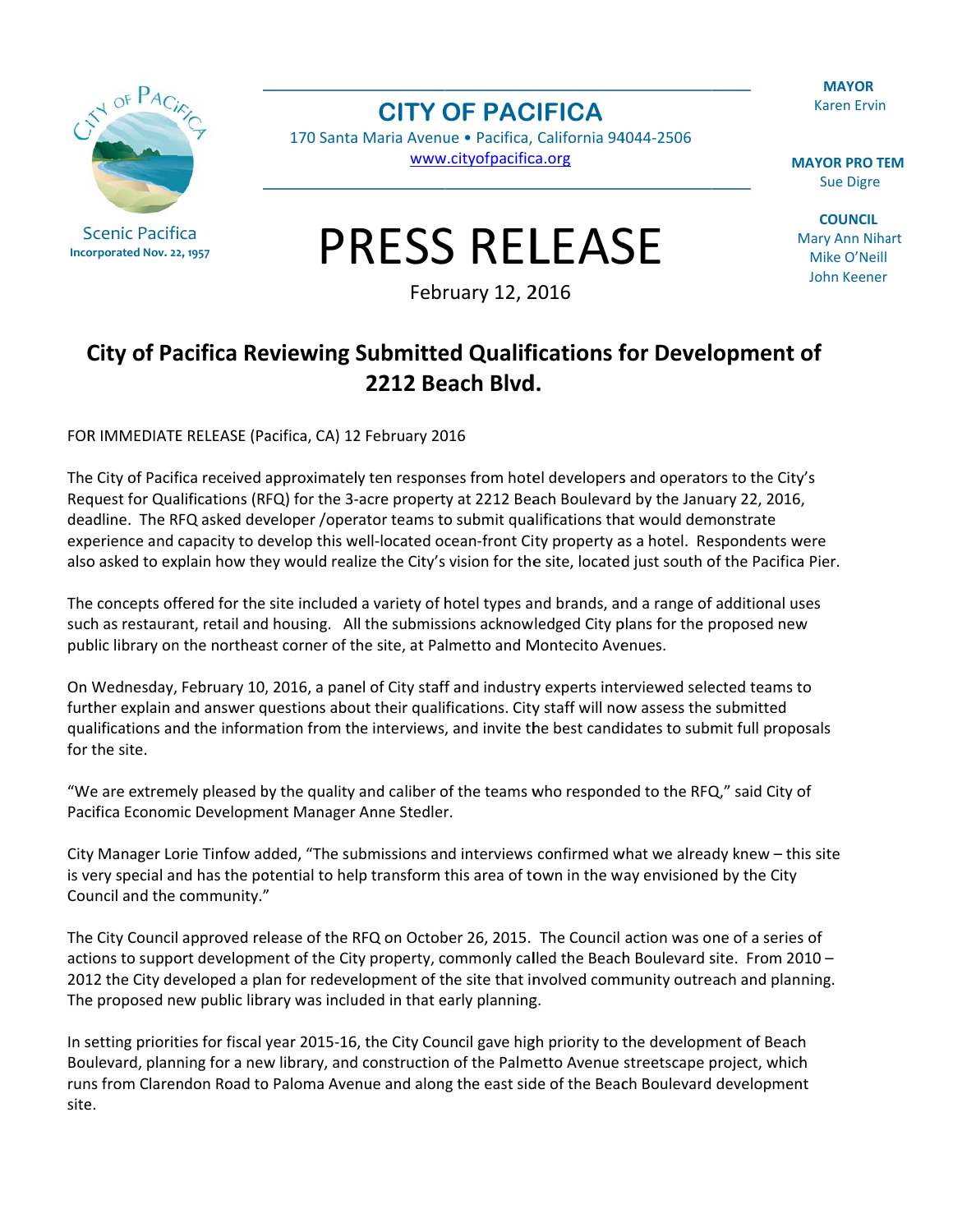Scenic Pacifica
Incorporated Nov. 22, 1957

# CITY OF PACIFICA

170 Santa Maria Avenue • Pacifica, California 94044-2506
www.cityofpacifica.org

**MAYOR**
Karen Ervin

**MAYOR PRO TEM**
Sue Digre

**COUNCIL**
Mary Ann Nihart
Mike O'Neill
John Keener

# PRESS RELEASE

February 12, 2016

## City of Pacifica Reviewing Submitted Qualifications for Development of 2212 Beach Blvd.

FOR IMMEDIATE RELEASE (Pacifica, CA) 12 February 2016

The City of Pacifica received approximately ten responses from hotel developers and operators to the City's Request for Qualifications (RFQ) for the 3-acre property at 2212 Beach Boulevard by the January 22, 2016, deadline. The RFQ asked developer /operator teams to submit qualifications that would demonstrate experience and capacity to develop this well-located ocean-front City property as a hotel. Respondents were also asked to explain how they would realize the City's vision for the site, located just south of the Pacifica Pier.

The concepts offered for the site included a variety of hotel types and brands, and a range of additional uses such as restaurant, retail and housing. All the submissions acknowledged City plans for the proposed new public library on the northeast corner of the site, at Palmetto and Montecito Avenues.

On Wednesday, February 10, 2016, a panel of City staff and industry experts interviewed selected teams to further explain and answer questions about their qualifications. City staff will now assess the submitted qualifications and the information from the interviews, and invite the best candidates to submit full proposals for the site.

"We are extremely pleased by the quality and caliber of the teams who responded to the RFQ," said City of Pacifica Economic Development Manager Anne Stedler.

City Manager Lorie Tinfow added, "The submissions and interviews confirmed what we already knew – this site is very special and has the potential to help transform this area of town in the way envisioned by the City Council and the community."

The City Council approved release of the RFQ on October 26, 2015. The Council action was one of a series of actions to support development of the City property, commonly called the Beach Boulevard site. From 2010 – 2012 the City developed a plan for redevelopment of the site that involved community outreach and planning. The proposed new public library was included in that early planning.

In setting priorities for fiscal year 2015-16, the City Council gave high priority to the development of Beach Boulevard, planning for a new library, and construction of the Palmetto Avenue streetscape project, which runs from Clarendon Road to Paloma Avenue and along the east side of the Beach Boulevard development site.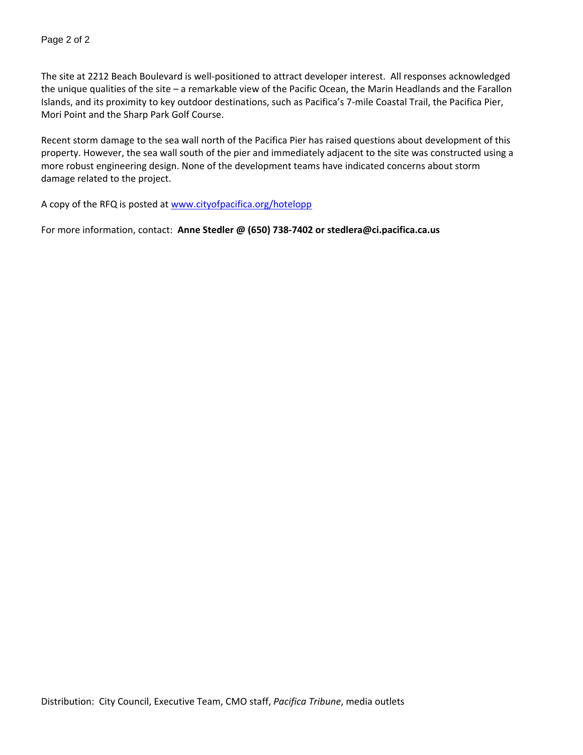The site at 2212 Beach Boulevard is well-positioned to attract developer interest. All responses acknowledged the unique qualities of the site – a remarkable view of the Pacific Ocean, the Marin Headlands and the Farallon Islands, and its proximity to key outdoor destinations, such as Pacifica's 7-mile Coastal Trail, the Pacifica Pier, Mori Point and the Sharp Park Golf Course.

Recent storm damage to the sea wall north of the Pacifica Pier has raised questions about development of this property. However, the sea wall south of the pier and immediately adjacent to the site was constructed using a more robust engineering design. None of the development teams have indicated concerns about storm damage related to the project.

A copy of the RFQ is posted at [www.cityofpacifica.org/hotelopp](http://www.cityofpacifica.org/hotelopp)

For more information, contact: **Anne Stedler @ (650) 738-7402 or stedlera@ci.pacifica.ca.us**

Distribution: City Council, Executive Team, CMO staff, *Pacifica Tribune*, media outlets